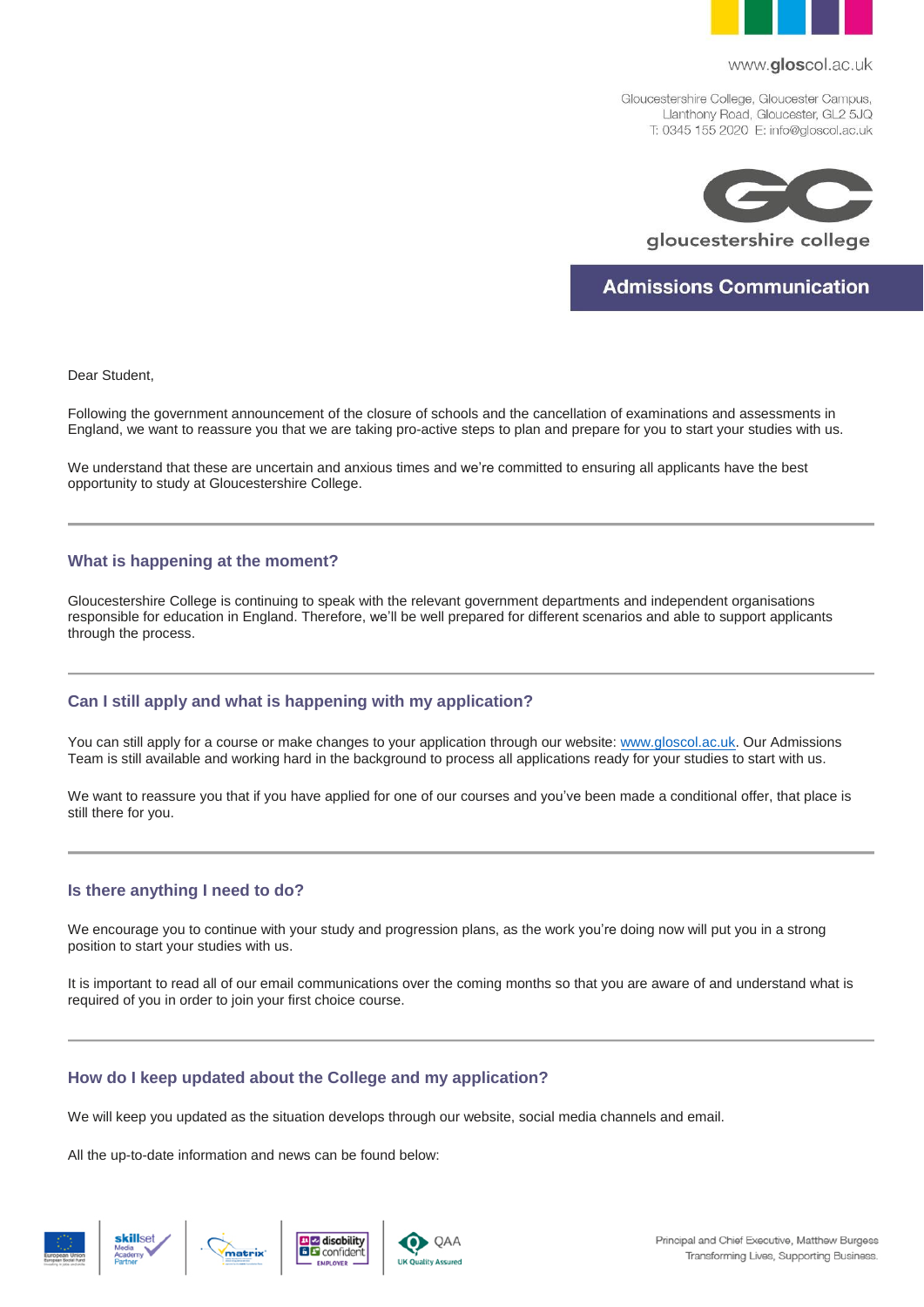www.gloscol.ac.uk

Gloucestershire College, Gloucester Campus,
Llanthony Road, Gloucester, GL2 5JQ
T: 0345 155 2020 E: info@gloscol.ac.uk

gloucestershire college

**Admissions Communication**

Dear Student,

Following the government announcement of the closure of schools and the cancellation of examinations and assessments in England, we want to reassure you that we are taking pro-active steps to plan and prepare for you to start your studies with us.

We understand that these are uncertain and anxious times and we're committed to ensuring all applicants have the best opportunity to study at Gloucestershire College.

---

### What is happening at the moment?

Gloucestershire College is continuing to speak with the relevant government departments and independent organisations responsible for education in England. Therefore, we'll be well prepared for different scenarios and able to support applicants through the process.

---

### Can I still apply and what is happening with my application?

You can still apply for a course or make changes to your application through our website: [www.gloscol.ac.uk](http://www.gloscol.ac.uk). Our Admissions Team is still available and working hard in the background to process all applications ready for your studies to start with us.

We want to reassure you that if you have applied for one of our courses and you've been made a conditional offer, that place is still there for you.

---

### Is there anything I need to do?

We encourage you to continue with your study and progression plans, as the work you're doing now will put you in a strong position to start your studies with us.

It is important to read all of our email communications over the coming months so that you are aware of and understand what is required of you in order to join your first choice course.

---

### How do I keep updated about the College and my application?

We will keep you updated as the situation develops through our website, social media channels and email.

All the up-to-date information and news can be found below:

Principal and Chief Executive, Matthew Burgess
Transforming Lives, Supporting Business.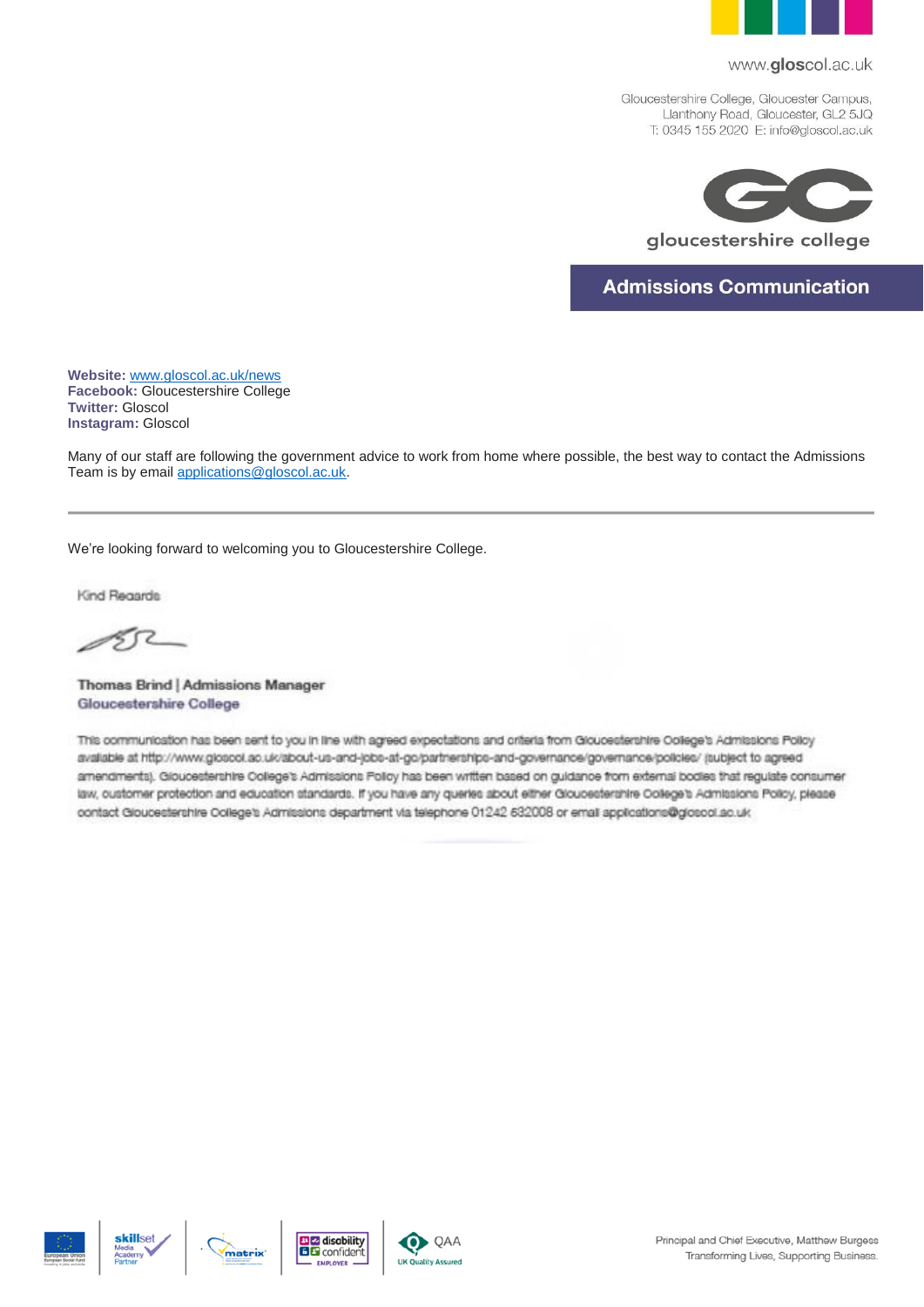www.gloscol.ac.uk

Gloucestershire College, Gloucester Campus,
Llanthony Road, Gloucester, GL2 5JQ
T: 0345 155 2020 E: info@gloscol.ac.uk

gloucestershire college

## Admissions Communication

**Website:** www.gloscol.ac.uk/news
**Facebook:** Gloucestershire College
**Twitter:** Gloscol
**Instagram:** Gloscol

Many of our staff are following the government advice to work from home where possible, the best way to contact the Admissions Team is by email applications@gloscol.ac.uk.

---

We're looking forward to welcoming you to Gloucestershire College.

Kind Regards

**Thomas Brind | Admissions Manager**
**Gloucestershire College**

This communication has been sent to you in line with agreed expectations and criteria from Gloucestershire College's Admissions Policy available at http://www.gloscol.ac.uk/about-us-and-jobs-at-gc/partnerships-and-governance/governance/policies/ (subject to agreed amendments). Gloucestershire College's Admissions Policy has been written based on guidance from external bodies that regulate consumer law, customer protection and education standards. If you have any queries about either Gloucestershire College's Admissions Policy, please contact Gloucestershire College's Admissions department via telephone 01242 532008 or email applications@gloscol.ac.uk

Principal and Chief Executive, Matthew Burgess
Transforming Lives, Supporting Business.